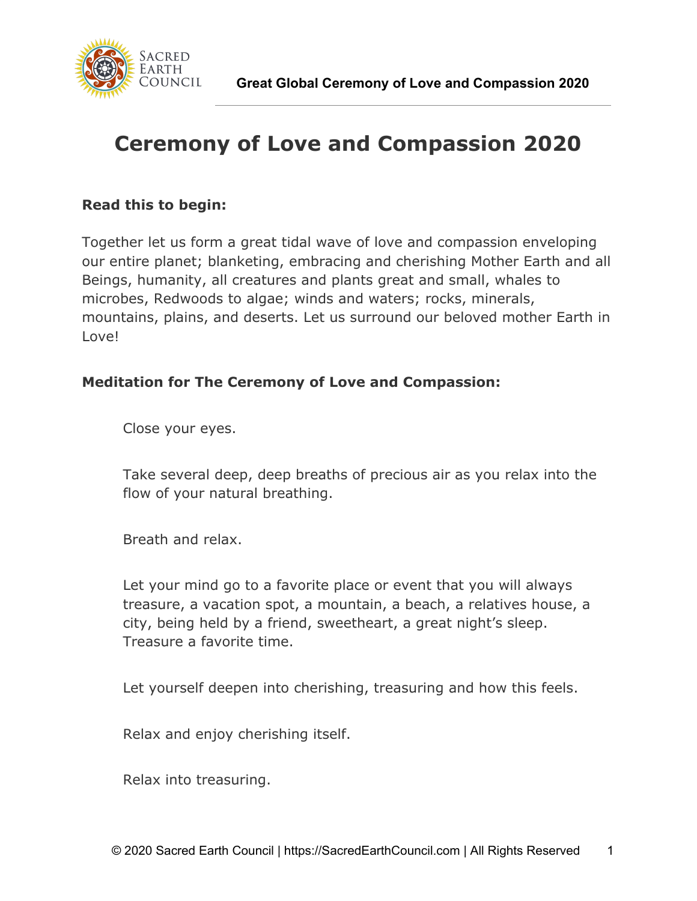# Ceremony of Love and Compassion 2020

**Read this to begin:**

Together let us form a great tidal wave of love and compassion enveloping our entire planet; blanketing, embracing and cherishing Mother Earth and all Beings, humanity, all creatures and plants great and small, whales to microbes, Redwoods to algae; winds and waters; rocks, minerals, mountains, plains, and deserts. Let us surround our beloved mother Earth in Love!

**Meditation for The Ceremony of Love and Compassion:**

Close your eyes.

Take several deep, deep breaths of precious air as you relax into the flow of your natural breathing.

Breath and relax.

Let your mind go to a favorite place or event that you will always treasure, a vacation spot, a mountain, a beach, a relatives house, a city, being held by a friend, sweetheart, a great night's sleep. Treasure a favorite time.

Let yourself deepen into cherishing, treasuring and how this feels.

Relax and enjoy cherishing itself.

Relax into treasuring.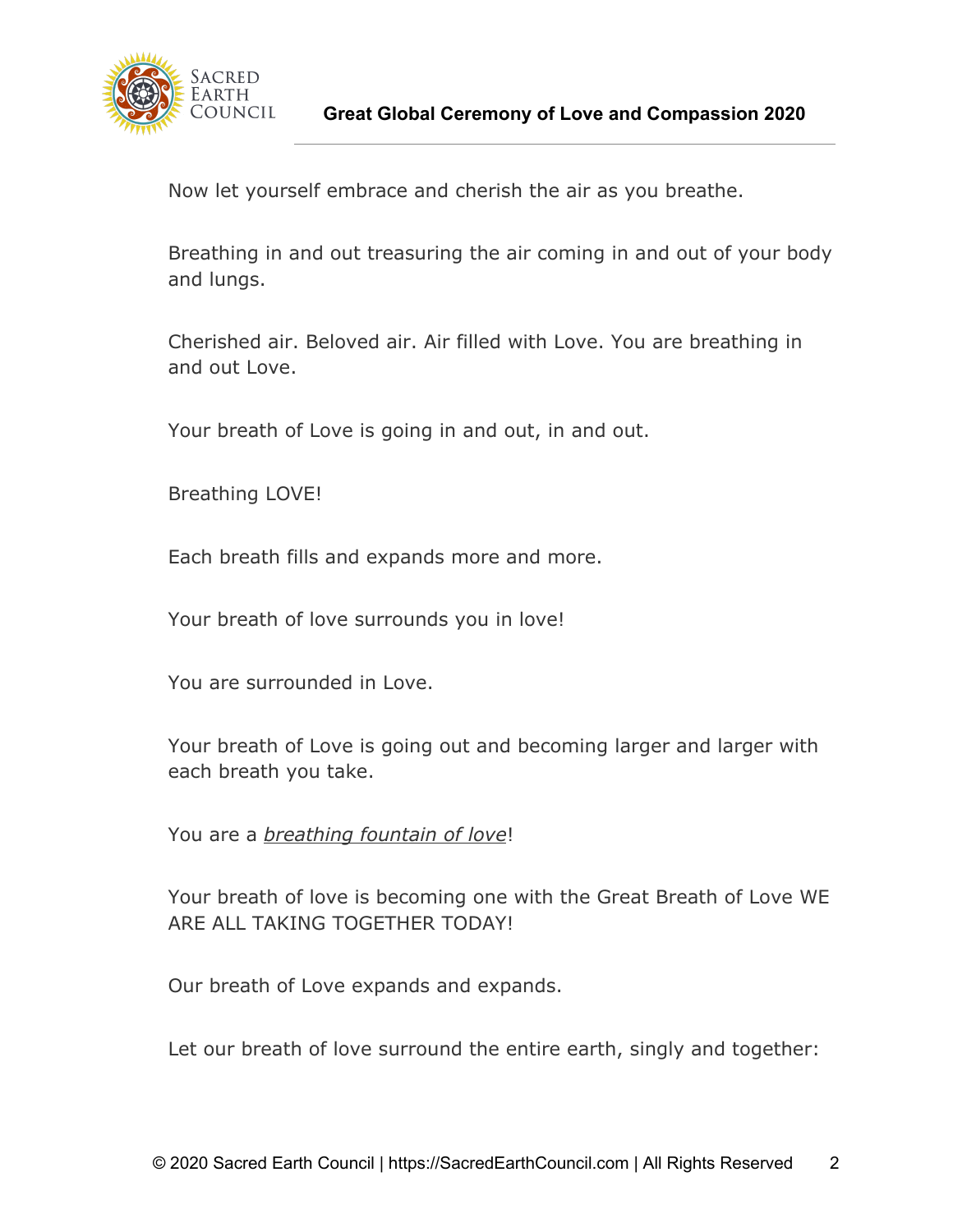Now let yourself embrace and cherish the air as you breathe.

Breathing in and out treasuring the air coming in and out of your body and lungs.

Cherished air. Beloved air. Air filled with Love. You are breathing in and out Love.

Your breath of Love is going in and out, in and out.

Breathing LOVE!

Each breath fills and expands more and more.

Your breath of love surrounds you in love!

You are surrounded in Love.

Your breath of Love is going out and becoming larger and larger with each breath you take.

You are a *breathing fountain of love*!

Your breath of love is becoming one with the Great Breath of Love WE ARE ALL TAKING TOGETHER TODAY!

Our breath of Love expands and expands.

Let our breath of love surround the entire earth, singly and together: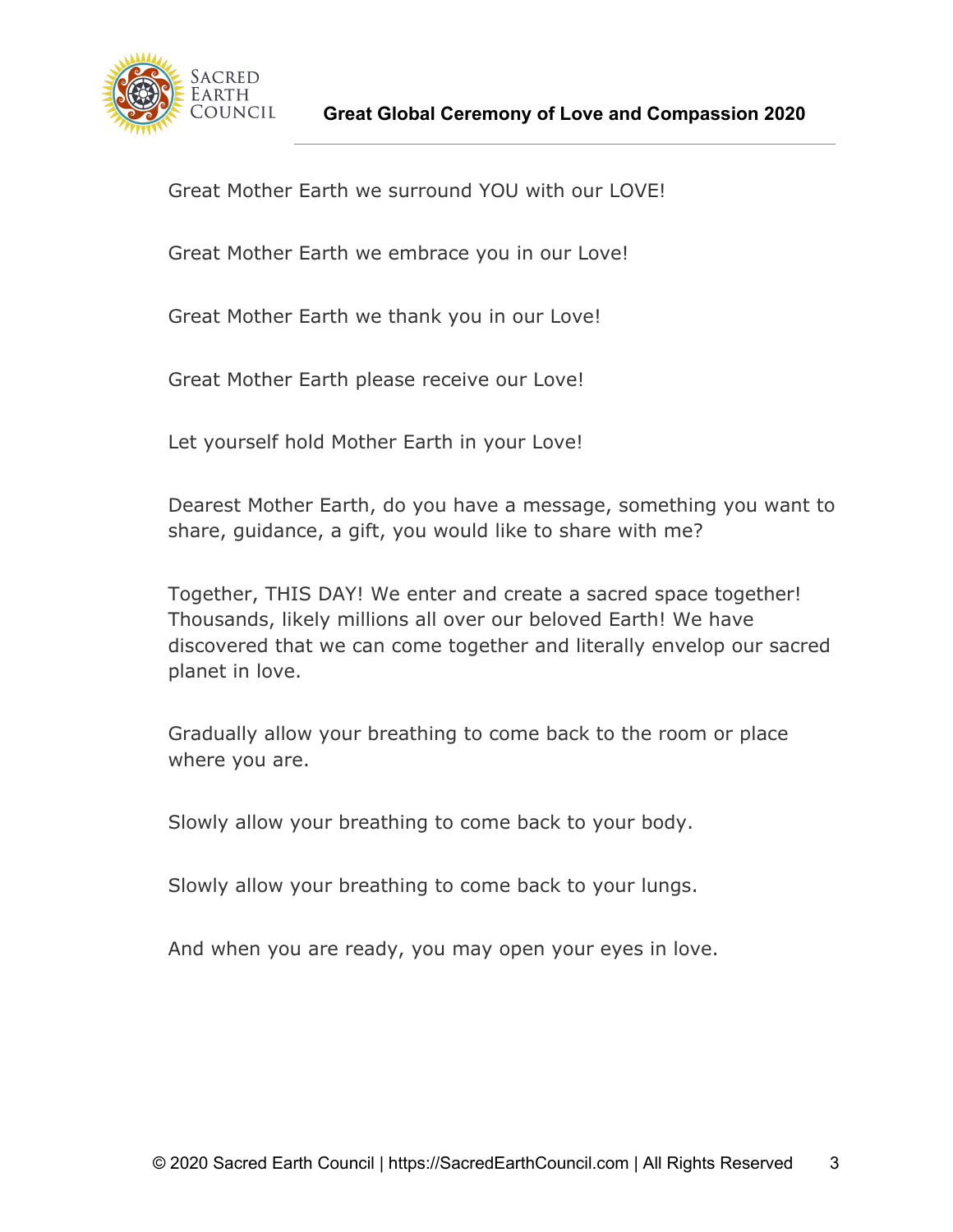Great Mother Earth we surround YOU with our LOVE!

Great Mother Earth we embrace you in our Love!

Great Mother Earth we thank you in our Love!

Great Mother Earth please receive our Love!

Let yourself hold Mother Earth in your Love!

Dearest Mother Earth, do you have a message, something you want to share, guidance, a gift, you would like to share with me?

Together, THIS DAY! We enter and create a sacred space together! Thousands, likely millions all over our beloved Earth! We have discovered that we can come together and literally envelop our sacred planet in love.

Gradually allow your breathing to come back to the room or place where you are.

Slowly allow your breathing to come back to your body.

Slowly allow your breathing to come back to your lungs.

And when you are ready, you may open your eyes in love.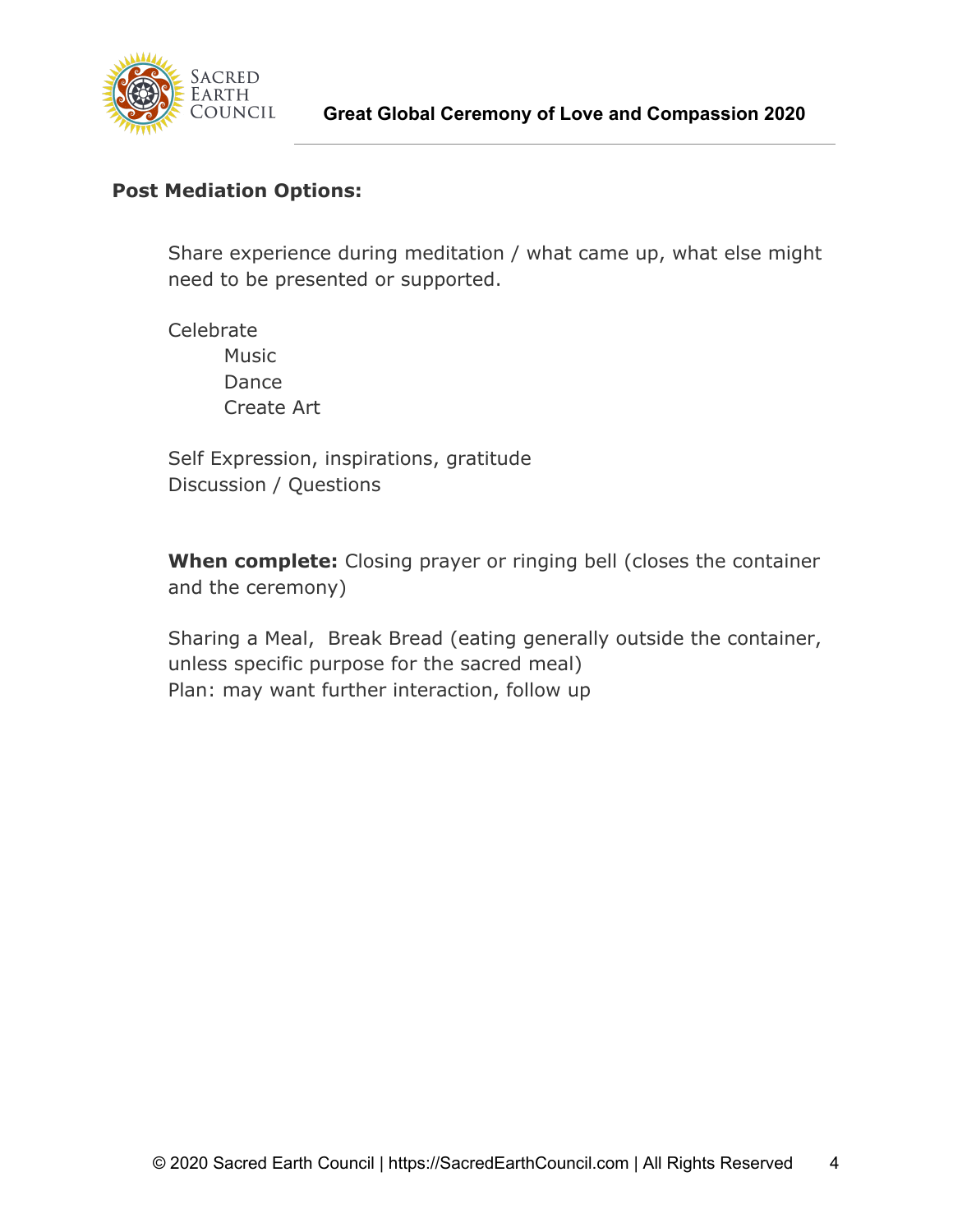**Post Mediation Options:**

Share experience during meditation / what came up, what else might need to be presented or supported.

Celebrate
- Music
- Dance
- Create Art

Self Expression, inspirations, gratitude
Discussion / Questions

**When complete:** Closing prayer or ringing bell (closes the container and the ceremony)

Sharing a Meal, Break Bread (eating generally outside the container, unless specific purpose for the sacred meal)
Plan: may want further interaction, follow up